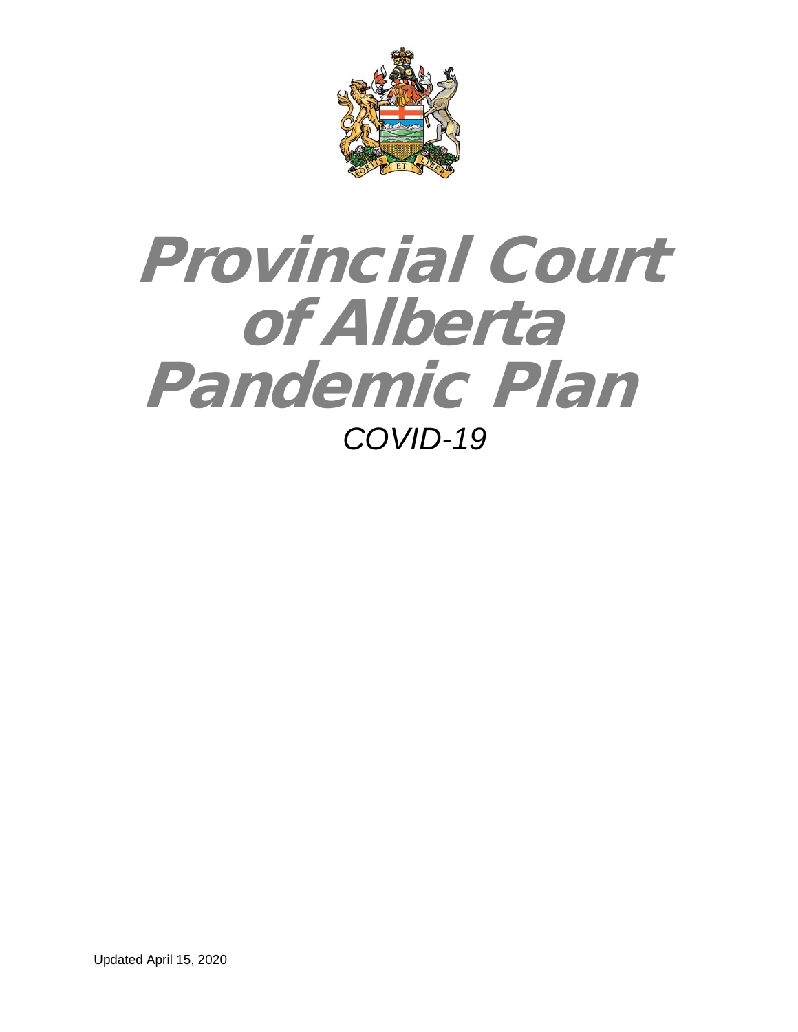# Provincial Court of Alberta Pandemic Plan

*COVID-19*

Updated April 15, 2020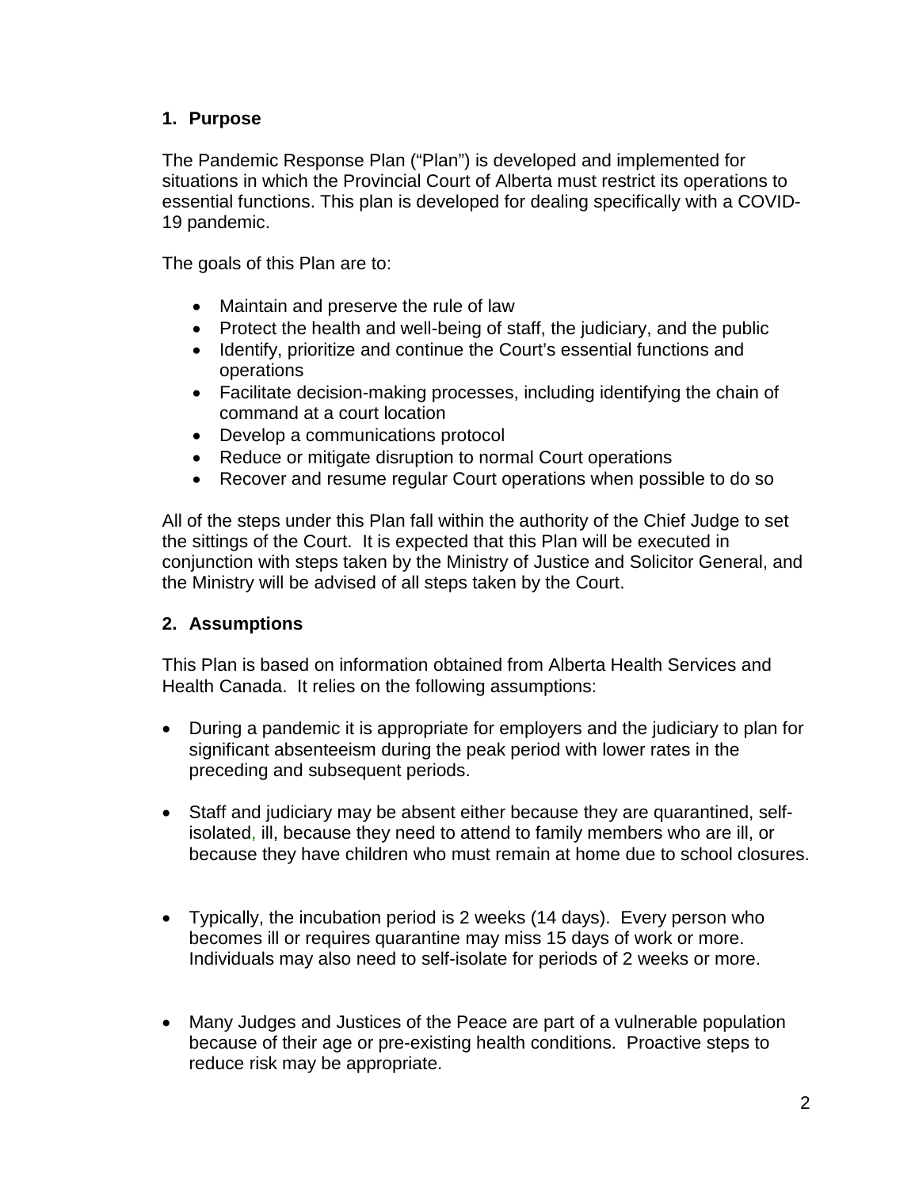## 1. Purpose

The Pandemic Response Plan ("Plan") is developed and implemented for situations in which the Provincial Court of Alberta must restrict its operations to essential functions. This plan is developed for dealing specifically with a COVID-19 pandemic.

The goals of this Plan are to:

- Maintain and preserve the rule of law
- Protect the health and well-being of staff, the judiciary, and the public
- Identify, prioritize and continue the Court's essential functions and operations
- Facilitate decision-making processes, including identifying the chain of command at a court location
- Develop a communications protocol
- Reduce or mitigate disruption to normal Court operations
- Recover and resume regular Court operations when possible to do so

All of the steps under this Plan fall within the authority of the Chief Judge to set the sittings of the Court. It is expected that this Plan will be executed in conjunction with steps taken by the Ministry of Justice and Solicitor General, and the Ministry will be advised of all steps taken by the Court.

## 2. Assumptions

This Plan is based on information obtained from Alberta Health Services and Health Canada. It relies on the following assumptions:

- During a pandemic it is appropriate for employers and the judiciary to plan for significant absenteeism during the peak period with lower rates in the preceding and subsequent periods.
- Staff and judiciary may be absent either because they are quarantined, self-isolated, ill, because they need to attend to family members who are ill, or because they have children who must remain at home due to school closures.
- Typically, the incubation period is 2 weeks (14 days). Every person who becomes ill or requires quarantine may miss 15 days of work or more. Individuals may also need to self-isolate for periods of 2 weeks or more.
- Many Judges and Justices of the Peace are part of a vulnerable population because of their age or pre-existing health conditions. Proactive steps to reduce risk may be appropriate.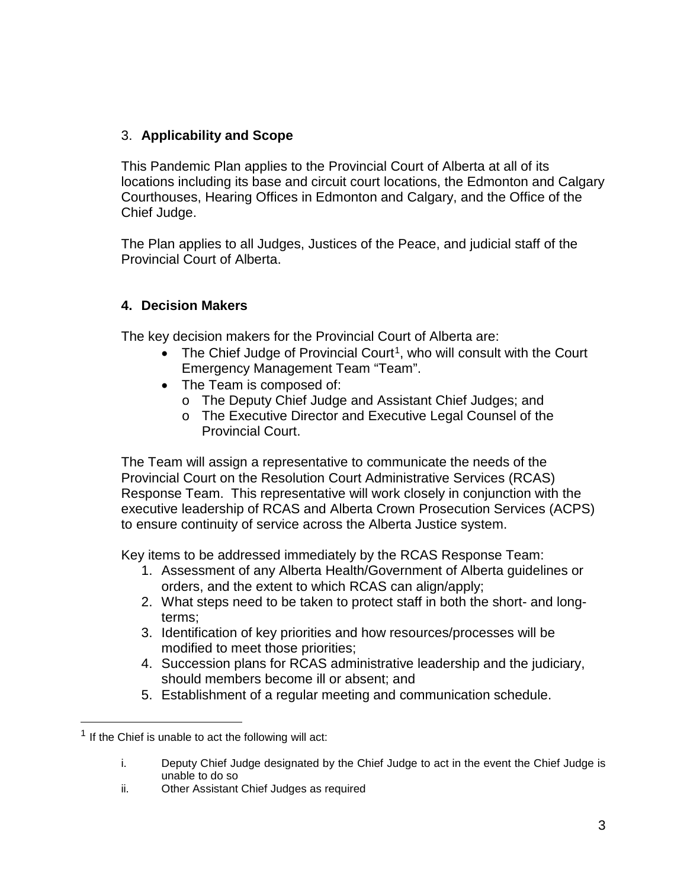## 3. **Applicability and Scope**

This Pandemic Plan applies to the Provincial Court of Alberta at all of its locations including its base and circuit court locations, the Edmonton and Calgary Courthouses, Hearing Offices in Edmonton and Calgary, and the Office of the Chief Judge.

The Plan applies to all Judges, Justices of the Peace, and judicial staff of the Provincial Court of Alberta.

## **4. Decision Makers**

The key decision makers for the Provincial Court of Alberta are:

- The Chief Judge of Provincial Court[1], who will consult with the Court Emergency Management Team "Team".
- The Team is composed of:
  - The Deputy Chief Judge and Assistant Chief Judges; and
  - The Executive Director and Executive Legal Counsel of the Provincial Court.

The Team will assign a representative to communicate the needs of the Provincial Court on the Resolution Court Administrative Services (RCAS) Response Team. This representative will work closely in conjunction with the executive leadership of RCAS and Alberta Crown Prosecution Services (ACPS) to ensure continuity of service across the Alberta Justice system.

Key items to be addressed immediately by the RCAS Response Team:

1. Assessment of any Alberta Health/Government of Alberta guidelines or orders, and the extent to which RCAS can align/apply;
2. What steps need to be taken to protect staff in both the short- and long-terms;
3. Identification of key priorities and how resources/processes will be modified to meet those priorities;
4. Succession plans for RCAS administrative leadership and the judiciary, should members become ill or absent; and
5. Establishment of a regular meeting and communication schedule.

---

[1] If the Chief is unable to act the following will act:

i. Deputy Chief Judge designated by the Chief Judge to act in the event the Chief Judge is unable to do so

ii. Other Assistant Chief Judges as required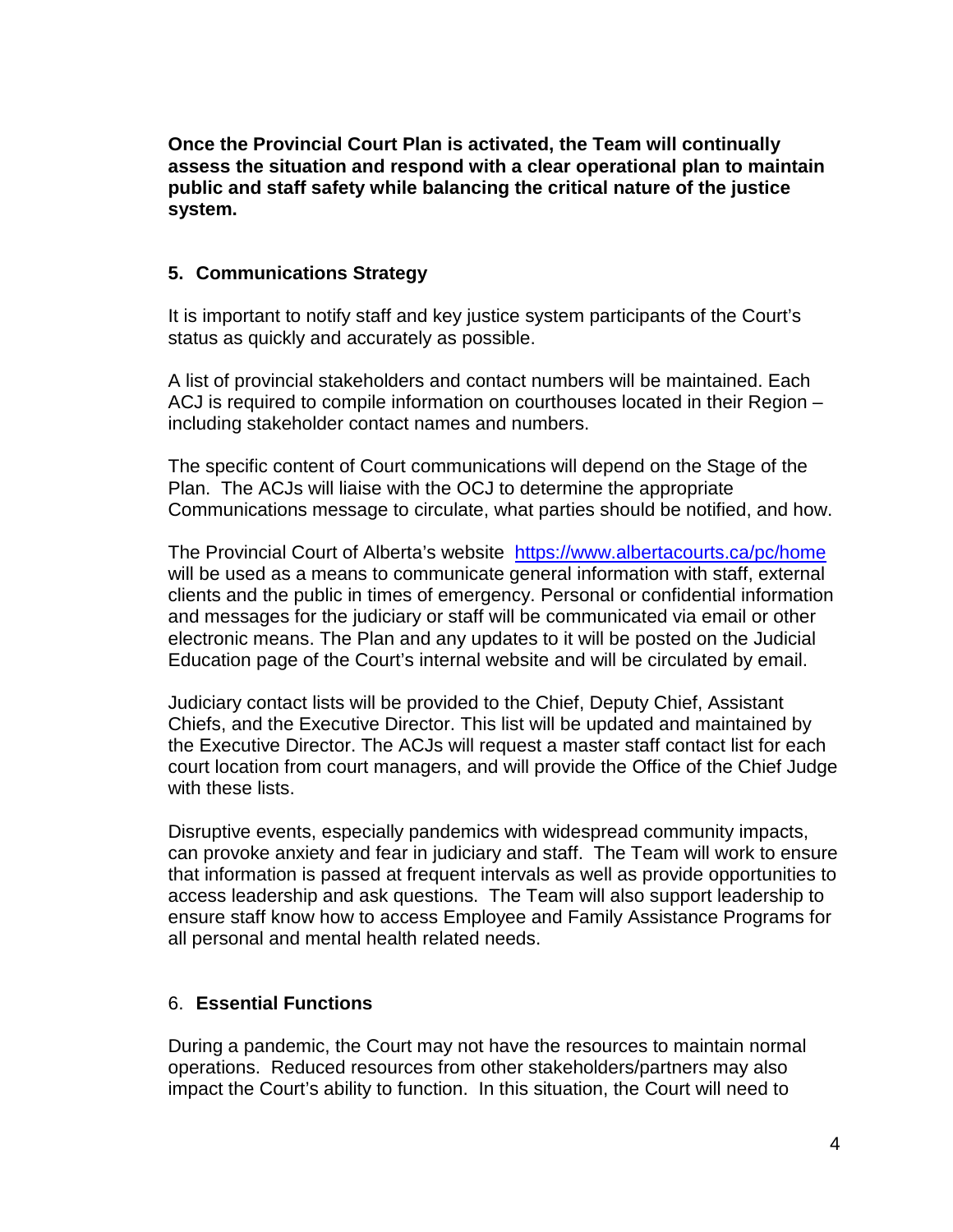**Once the Provincial Court Plan is activated, the Team will continually assess the situation and respond with a clear operational plan to maintain public and staff safety while balancing the critical nature of the justice system.**

## 5. Communications Strategy

It is important to notify staff and key justice system participants of the Court's status as quickly and accurately as possible.

A list of provincial stakeholders and contact numbers will be maintained. Each ACJ is required to compile information on courthouses located in their Region – including stakeholder contact names and numbers.

The specific content of Court communications will depend on the Stage of the Plan. The ACJs will liaise with the OCJ to determine the appropriate Communications message to circulate, what parties should be notified, and how.

The Provincial Court of Alberta's website [https://www.albertacourts.ca/pc/home](https://www.albertacourts.ca/pc/home) will be used as a means to communicate general information with staff, external clients and the public in times of emergency. Personal or confidential information and messages for the judiciary or staff will be communicated via email or other electronic means. The Plan and any updates to it will be posted on the Judicial Education page of the Court's internal website and will be circulated by email.

Judiciary contact lists will be provided to the Chief, Deputy Chief, Assistant Chiefs, and the Executive Director. This list will be updated and maintained by the Executive Director. The ACJs will request a master staff contact list for each court location from court managers, and will provide the Office of the Chief Judge with these lists.

Disruptive events, especially pandemics with widespread community impacts, can provoke anxiety and fear in judiciary and staff. The Team will work to ensure that information is passed at frequent intervals as well as provide opportunities to access leadership and ask questions. The Team will also support leadership to ensure staff know how to access Employee and Family Assistance Programs for all personal and mental health related needs.

## 6. Essential Functions

During a pandemic, the Court may not have the resources to maintain normal operations. Reduced resources from other stakeholders/partners may also impact the Court's ability to function. In this situation, the Court will need to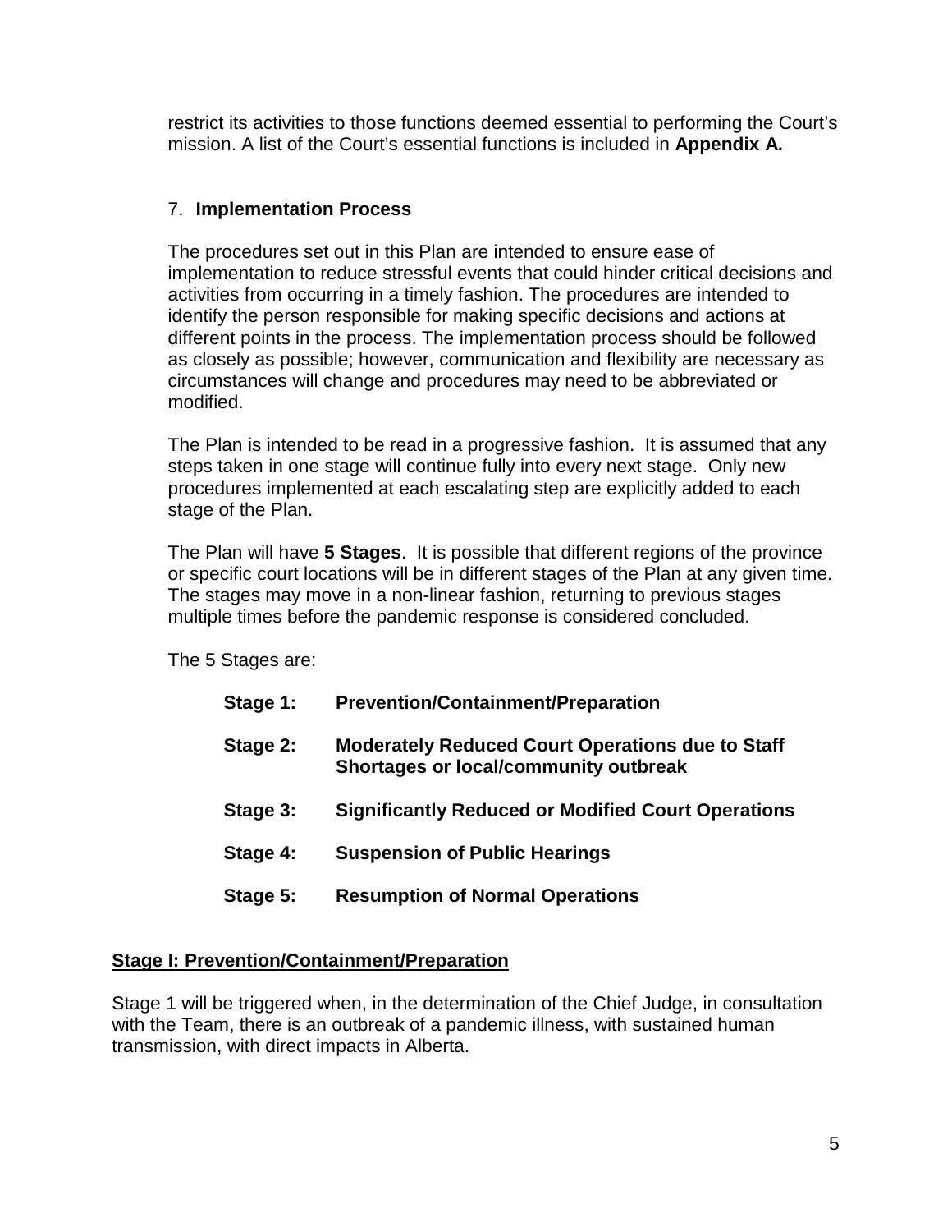restrict its activities to those functions deemed essential to performing the Court's mission. A list of the Court's essential functions is included in **Appendix A.**

## 7. **Implementation Process**

The procedures set out in this Plan are intended to ensure ease of implementation to reduce stressful events that could hinder critical decisions and activities from occurring in a timely fashion. The procedures are intended to identify the person responsible for making specific decisions and actions at different points in the process. The implementation process should be followed as closely as possible; however, communication and flexibility are necessary as circumstances will change and procedures may need to be abbreviated or modified.

The Plan is intended to be read in a progressive fashion. It is assumed that any steps taken in one stage will continue fully into every next stage. Only new procedures implemented at each escalating step are explicitly added to each stage of the Plan.

The Plan will have **5 Stages**. It is possible that different regions of the province or specific court locations will be in different stages of the Plan at any given time. The stages may move in a non-linear fashion, returning to previous stages multiple times before the pandemic response is considered concluded.

The 5 Stages are:

- **Stage 1:** **Prevention/Containment/Preparation**
- **Stage 2:** **Moderately Reduced Court Operations due to Staff Shortages or local/community outbreak**
- **Stage 3:** **Significantly Reduced or Modified Court Operations**
- **Stage 4:** **Suspension of Public Hearings**
- **Stage 5:** **Resumption of Normal Operations**

### **Stage I: Prevention/Containment/Preparation**

Stage 1 will be triggered when, in the determination of the Chief Judge, in consultation with the Team, there is an outbreak of a pandemic illness, with sustained human transmission, with direct impacts in Alberta.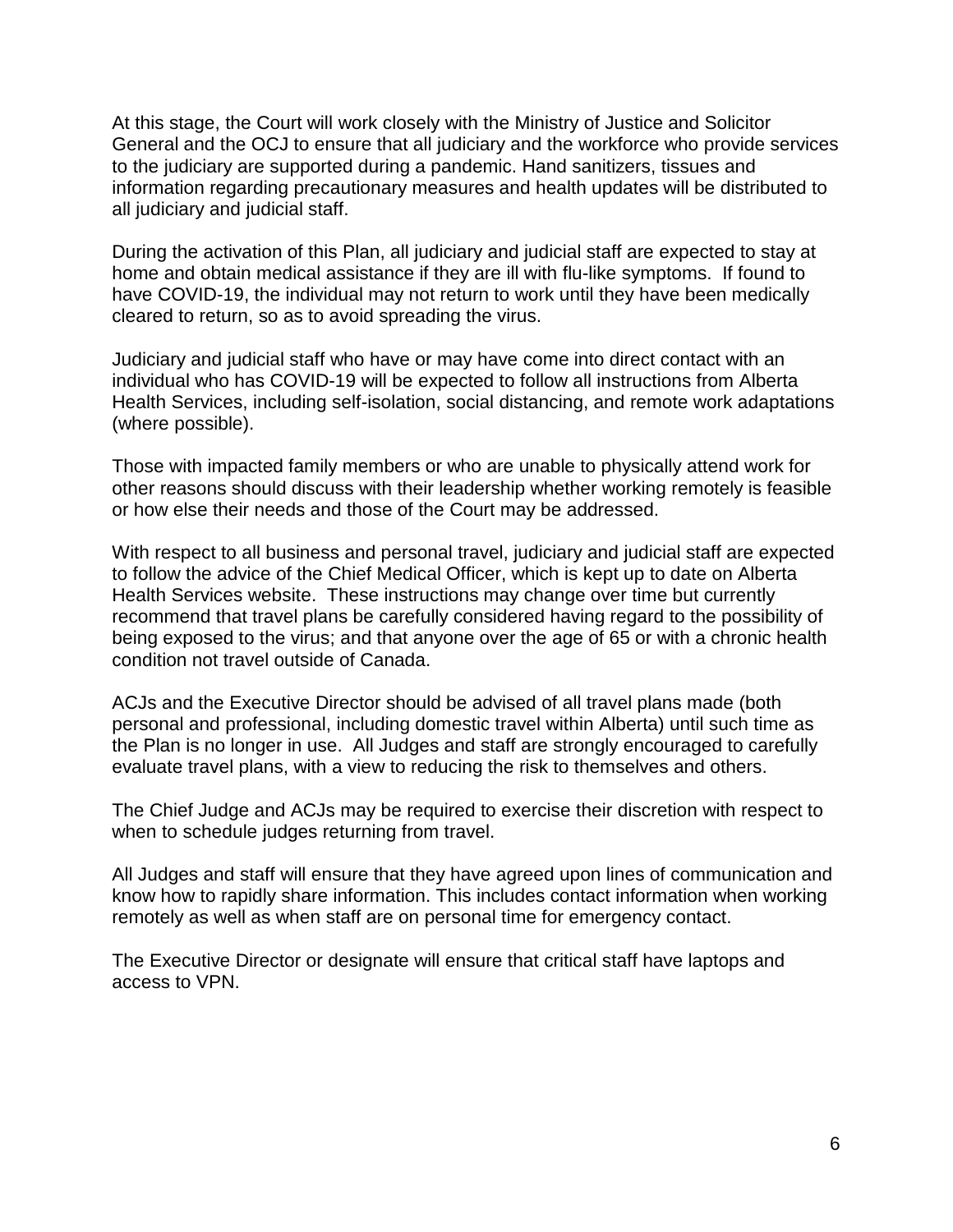At this stage, the Court will work closely with the Ministry of Justice and Solicitor General and the OCJ to ensure that all judiciary and the workforce who provide services to the judiciary are supported during a pandemic. Hand sanitizers, tissues and information regarding precautionary measures and health updates will be distributed to all judiciary and judicial staff.

During the activation of this Plan, all judiciary and judicial staff are expected to stay at home and obtain medical assistance if they are ill with flu-like symptoms. If found to have COVID-19, the individual may not return to work until they have been medically cleared to return, so as to avoid spreading the virus.

Judiciary and judicial staff who have or may have come into direct contact with an individual who has COVID-19 will be expected to follow all instructions from Alberta Health Services, including self-isolation, social distancing, and remote work adaptations (where possible).

Those with impacted family members or who are unable to physically attend work for other reasons should discuss with their leadership whether working remotely is feasible or how else their needs and those of the Court may be addressed.

With respect to all business and personal travel, judiciary and judicial staff are expected to follow the advice of the Chief Medical Officer, which is kept up to date on Alberta Health Services website. These instructions may change over time but currently recommend that travel plans be carefully considered having regard to the possibility of being exposed to the virus; and that anyone over the age of 65 or with a chronic health condition not travel outside of Canada.

ACJs and the Executive Director should be advised of all travel plans made (both personal and professional, including domestic travel within Alberta) until such time as the Plan is no longer in use. All Judges and staff are strongly encouraged to carefully evaluate travel plans, with a view to reducing the risk to themselves and others.

The Chief Judge and ACJs may be required to exercise their discretion with respect to when to schedule judges returning from travel.

All Judges and staff will ensure that they have agreed upon lines of communication and know how to rapidly share information. This includes contact information when working remotely as well as when staff are on personal time for emergency contact.

The Executive Director or designate will ensure that critical staff have laptops and access to VPN.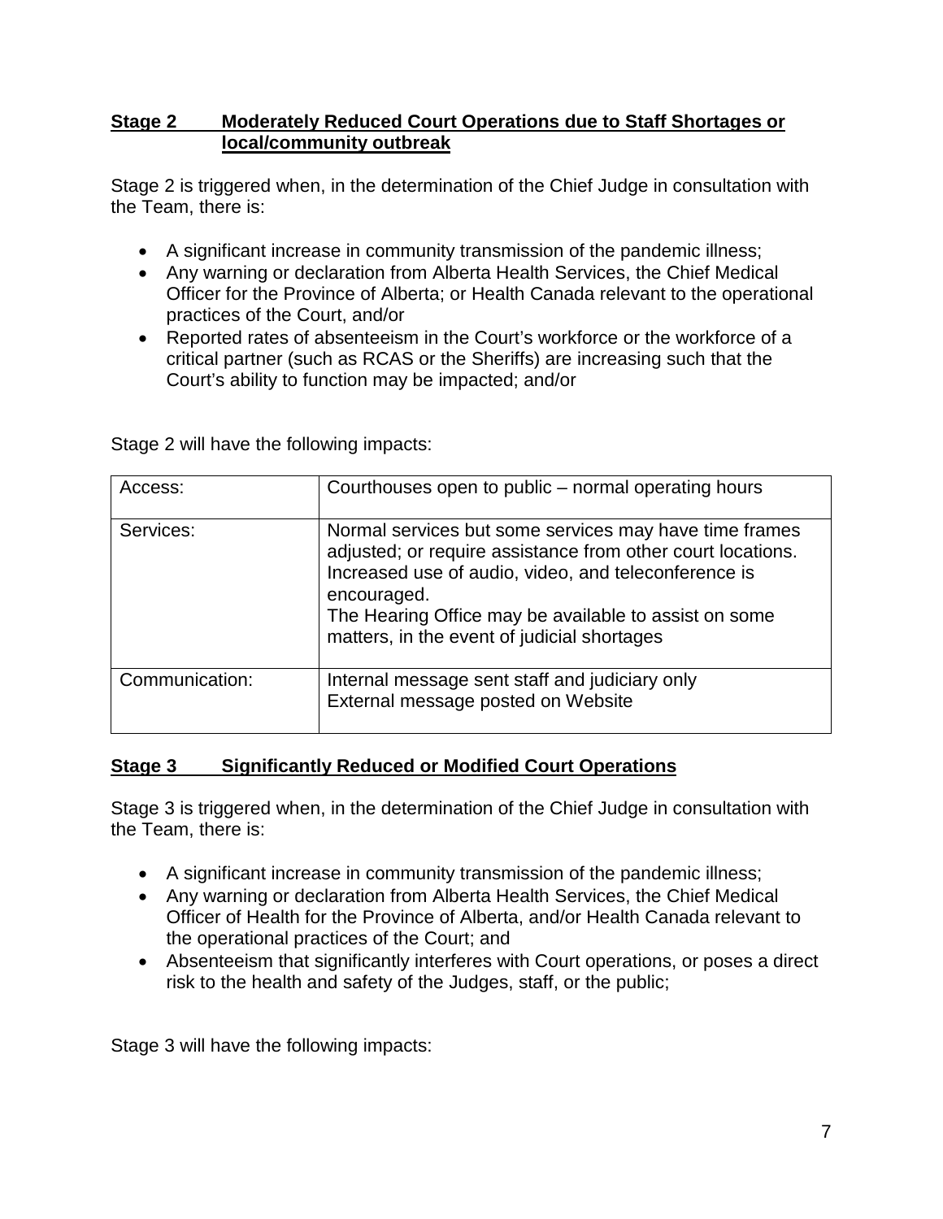## **Stage 2 Moderately Reduced Court Operations due to Staff Shortages or local/community outbreak**

Stage 2 is triggered when, in the determination of the Chief Judge in consultation with the Team, there is:

- A significant increase in community transmission of the pandemic illness;
- Any warning or declaration from Alberta Health Services, the Chief Medical Officer for the Province of Alberta; or Health Canada relevant to the operational practices of the Court, and/or
- Reported rates of absenteeism in the Court's workforce or the workforce of a critical partner (such as RCAS or the Sheriffs) are increasing such that the Court's ability to function may be impacted; and/or

Stage 2 will have the following impacts:

| | |
|---|---|
| Access: | Courthouses open to public – normal operating hours |
| Services: | Normal services but some services may have time frames adjusted; or require assistance from other court locations.<br>Increased use of audio, video, and teleconference is encouraged.<br>The Hearing Office may be available to assist on some matters, in the event of judicial shortages |
| Communication: | Internal message sent staff and judiciary only<br>External message posted on Website |

## **Stage 3 Significantly Reduced or Modified Court Operations**

Stage 3 is triggered when, in the determination of the Chief Judge in consultation with the Team, there is:

- A significant increase in community transmission of the pandemic illness;
- Any warning or declaration from Alberta Health Services, the Chief Medical Officer of Health for the Province of Alberta, and/or Health Canada relevant to the operational practices of the Court; and
- Absenteeism that significantly interferes with Court operations, or poses a direct risk to the health and safety of the Judges, staff, or the public;

Stage 3 will have the following impacts: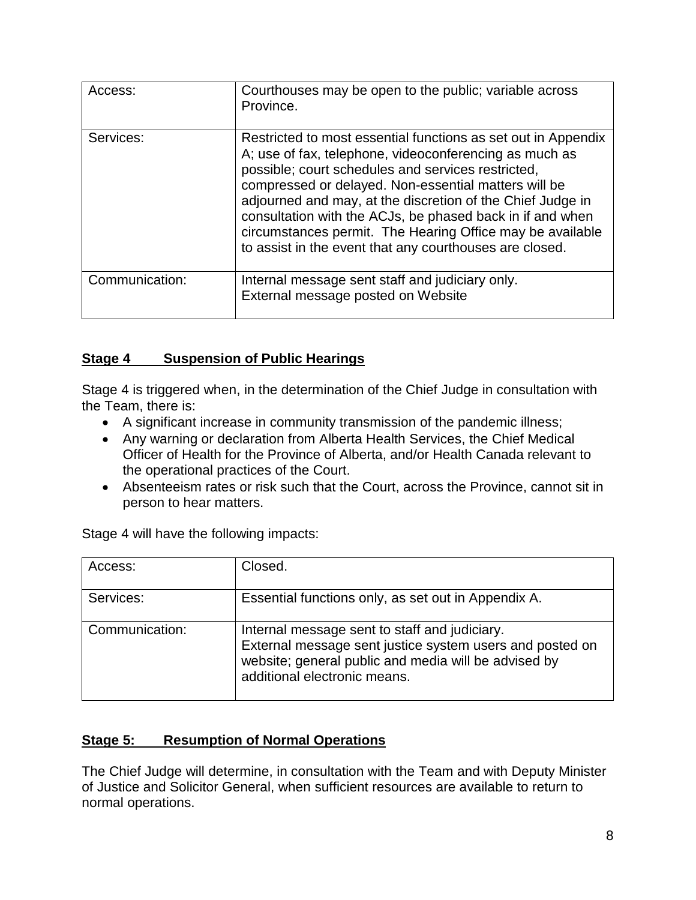| Access: | Courthouses may be open to the public; variable across Province. |
|---|---|
| Services: | Restricted to most essential functions as set out in Appendix A; use of fax, telephone, videoconferencing as much as possible; court schedules and services restricted, compressed or delayed. Non-essential matters will be adjourned and may, at the discretion of the Chief Judge in consultation with the ACJs, be phased back in if and when circumstances permit. The Hearing Office may be available to assist in the event that any courthouses are closed. |
| Communication: | Internal message sent staff and judiciary only.<br>External message posted on Website |

## **Stage 4 Suspension of Public Hearings**

Stage 4 is triggered when, in the determination of the Chief Judge in consultation with the Team, there is:

- A significant increase in community transmission of the pandemic illness;
- Any warning or declaration from Alberta Health Services, the Chief Medical Officer of Health for the Province of Alberta, and/or Health Canada relevant to the operational practices of the Court.
- Absenteeism rates or risk such that the Court, across the Province, cannot sit in person to hear matters.

Stage 4 will have the following impacts:

| Access: | Closed. |
|---|---|
| Services: | Essential functions only, as set out in Appendix A. |
| Communication: | Internal message sent to staff and judiciary.<br>External message sent justice system users and posted on website; general public and media will be advised by additional electronic means. |

## **Stage 5: Resumption of Normal Operations**

The Chief Judge will determine, in consultation with the Team and with Deputy Minister of Justice and Solicitor General, when sufficient resources are available to return to normal operations.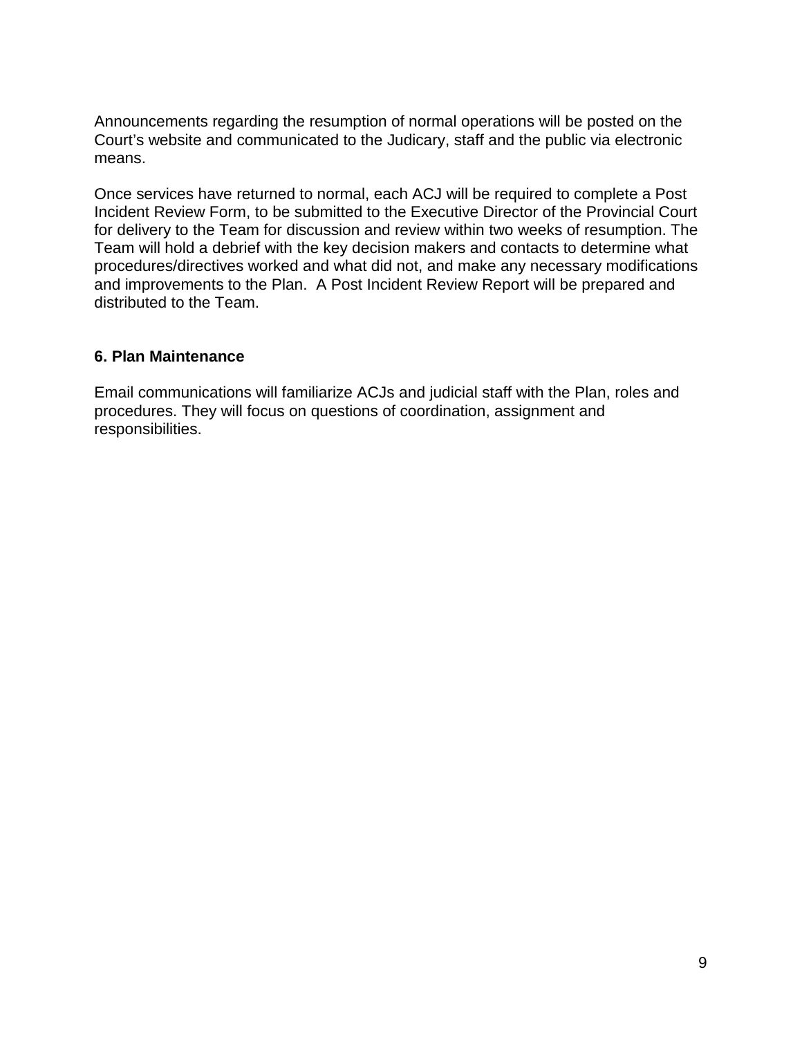Announcements regarding the resumption of normal operations will be posted on the Court's website and communicated to the Judicary, staff and the public via electronic means.

Once services have returned to normal, each ACJ will be required to complete a Post Incident Review Form, to be submitted to the Executive Director of the Provincial Court for delivery to the Team for discussion and review within two weeks of resumption. The Team will hold a debrief with the key decision makers and contacts to determine what procedures/directives worked and what did not, and make any necessary modifications and improvements to the Plan. A Post Incident Review Report will be prepared and distributed to the Team.

## 6. Plan Maintenance

Email communications will familiarize ACJs and judicial staff with the Plan, roles and procedures. They will focus on questions of coordination, assignment and responsibilities.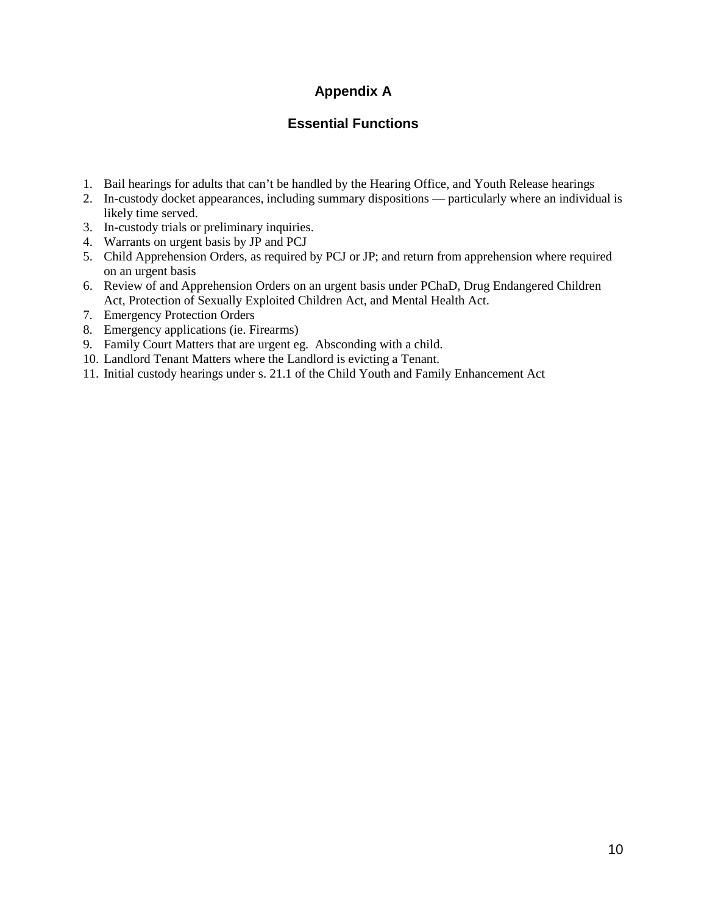# Appendix A

## Essential Functions

1. Bail hearings for adults that can't be handled by the Hearing Office, and Youth Release hearings
2. In-custody docket appearances, including summary dispositions — particularly where an individual is likely time served.
3. In-custody trials or preliminary inquiries.
4. Warrants on urgent basis by JP and PCJ
5. Child Apprehension Orders, as required by PCJ or JP; and return from apprehension where required on an urgent basis
6. Review of and Apprehension Orders on an urgent basis under PChaD, Drug Endangered Children Act, Protection of Sexually Exploited Children Act, and Mental Health Act.
7. Emergency Protection Orders
8. Emergency applications (ie. Firearms)
9. Family Court Matters that are urgent eg. Absconding with a child.
10. Landlord Tenant Matters where the Landlord is evicting a Tenant.
11. Initial custody hearings under s. 21.1 of the Child Youth and Family Enhancement Act